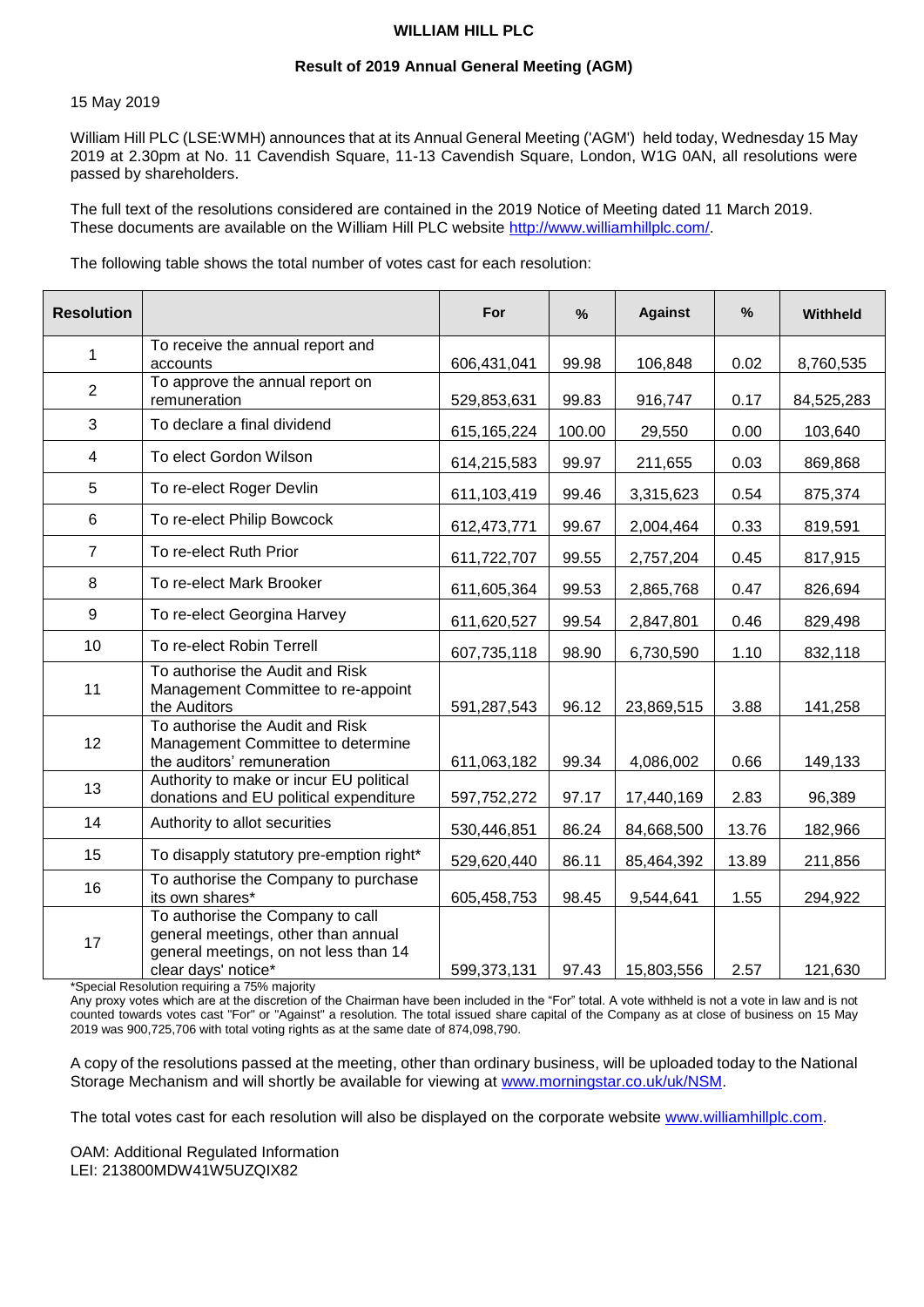# WILLIAM HILL PLC

## Result of 2019 Annual General Meeting (AGM)

15 May 2019

William Hill PLC (LSE:WMH) announces that at its Annual General Meeting ('AGM') held today, Wednesday 15 May 2019 at 2.30pm at No. 11 Cavendish Square, 11-13 Cavendish Square, London, W1G 0AN, all resolutions were passed by shareholders.

The full text of the resolutions considered are contained in the 2019 Notice of Meeting dated 11 March 2019. These documents are available on the William Hill PLC website http://www.williamhillplc.com/.

The following table shows the total number of votes cast for each resolution:

| Resolution | | For | % | Against | % | Withheld |
|---|---|---|---|---|---|---|
| 1 | To receive the annual report and accounts | 606,431,041 | 99.98 | 106,848 | 0.02 | 8,760,535 |
| 2 | To approve the annual report on remuneration | 529,853,631 | 99.83 | 916,747 | 0.17 | 84,525,283 |
| 3 | To declare a final dividend | 615,165,224 | 100.00 | 29,550 | 0.00 | 103,640 |
| 4 | To elect Gordon Wilson | 614,215,583 | 99.97 | 211,655 | 0.03 | 869,868 |
| 5 | To re-elect Roger Devlin | 611,103,419 | 99.46 | 3,315,623 | 0.54 | 875,374 |
| 6 | To re-elect Philip Bowcock | 612,473,771 | 99.67 | 2,004,464 | 0.33 | 819,591 |
| 7 | To re-elect Ruth Prior | 611,722,707 | 99.55 | 2,757,204 | 0.45 | 817,915 |
| 8 | To re-elect Mark Brooker | 611,605,364 | 99.53 | 2,865,768 | 0.47 | 826,694 |
| 9 | To re-elect Georgina Harvey | 611,620,527 | 99.54 | 2,847,801 | 0.46 | 829,498 |
| 10 | To re-elect Robin Terrell | 607,735,118 | 98.90 | 6,730,590 | 1.10 | 832,118 |
| 11 | To authorise the Audit and Risk Management Committee to re-appoint the Auditors | 591,287,543 | 96.12 | 23,869,515 | 3.88 | 141,258 |
| 12 | To authorise the Audit and Risk Management Committee to determine the auditors' remuneration | 611,063,182 | 99.34 | 4,086,002 | 0.66 | 149,133 |
| 13 | Authority to make or incur EU political donations and EU political expenditure | 597,752,272 | 97.17 | 17,440,169 | 2.83 | 96,389 |
| 14 | Authority to allot securities | 530,446,851 | 86.24 | 84,668,500 | 13.76 | 182,966 |
| 15 | To disapply statutory pre-emption right* | 529,620,440 | 86.11 | 85,464,392 | 13.89 | 211,856 |
| 16 | To authorise the Company to purchase its own shares* | 605,458,753 | 98.45 | 9,544,641 | 1.55 | 294,922 |
| 17 | To authorise the Company to call general meetings, other than annual general meetings, on not less than 14 clear days' notice* | 599,373,131 | 97.43 | 15,803,556 | 2.57 | 121,630 |

*Special Resolution requiring a 75% majority

Any proxy votes which are at the discretion of the Chairman have been included in the "For" total. A vote withheld is not a vote in law and is not counted towards votes cast "For" or "Against" a resolution. The total issued share capital of the Company as at close of business on 15 May 2019 was 900,725,706 with total voting rights as at the same date of 874,098,790.

A copy of the resolutions passed at the meeting, other than ordinary business, will be uploaded today to the National Storage Mechanism and will shortly be available for viewing at www.morningstar.co.uk/uk/NSM.

The total votes cast for each resolution will also be displayed on the corporate website www.williamhillplc.com.

OAM: Additional Regulated Information
LEI: 213800MDW41W5UZQIX82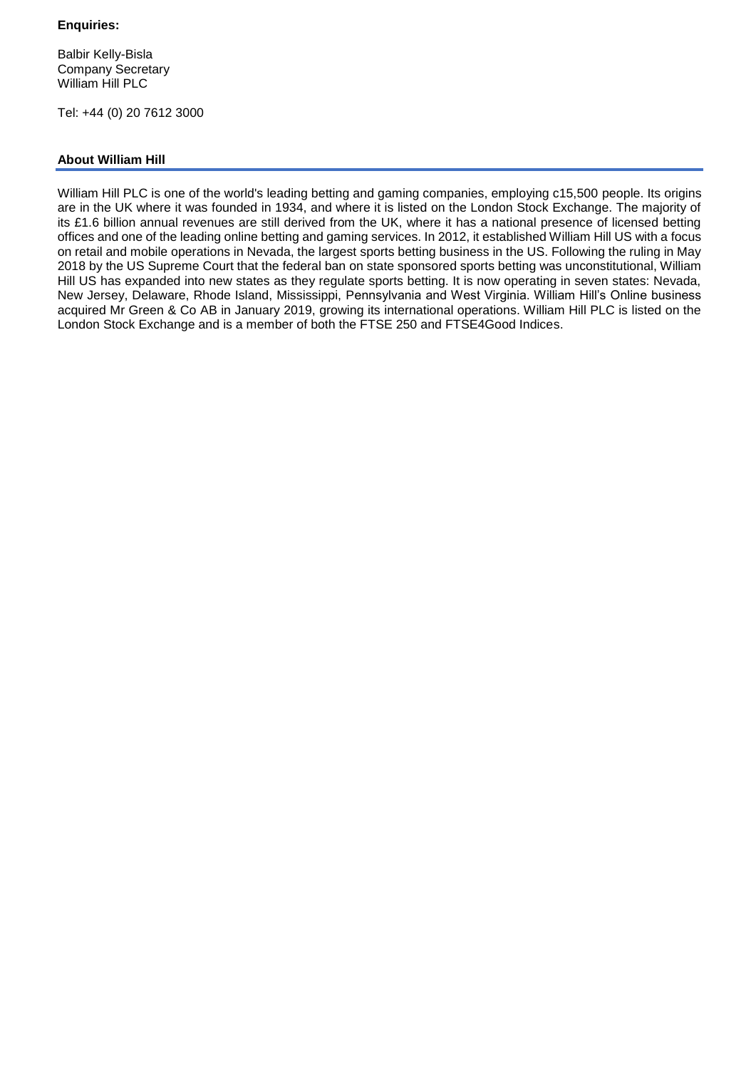**Enquiries:**

Balbir Kelly-Bisla
Company Secretary
William Hill PLC

Tel: +44 (0) 20 7612 3000

## About William Hill

William Hill PLC is one of the world's leading betting and gaming companies, employing c15,500 people. Its origins are in the UK where it was founded in 1934, and where it is listed on the London Stock Exchange. The majority of its £1.6 billion annual revenues are still derived from the UK, where it has a national presence of licensed betting offices and one of the leading online betting and gaming services. In 2012, it established William Hill US with a focus on retail and mobile operations in Nevada, the largest sports betting business in the US. Following the ruling in May 2018 by the US Supreme Court that the federal ban on state sponsored sports betting was unconstitutional, William Hill US has expanded into new states as they regulate sports betting. It is now operating in seven states: Nevada, New Jersey, Delaware, Rhode Island, Mississippi, Pennsylvania and West Virginia. William Hill's Online business acquired Mr Green & Co AB in January 2019, growing its international operations. William Hill PLC is listed on the London Stock Exchange and is a member of both the FTSE 250 and FTSE4Good Indices.